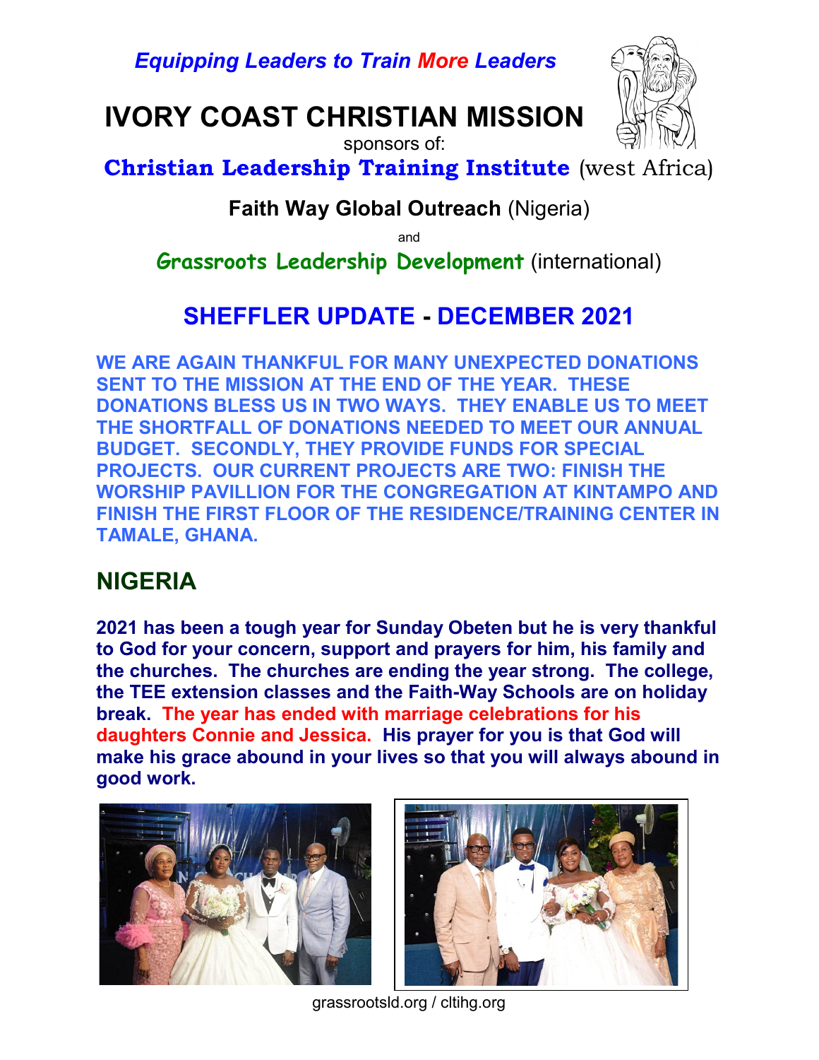*Equipping Leaders to Train More Leaders*

# IVORY COAST CHRISTIAN MISSION

sponsors of:

**Christian Leadership Training Institute** (west Africa)

**Faith Way Global Outreach** (Nigeria)

and

**Grassroots Leadership Development** (international)

## SHEFFLER UPDATE - DECEMBER 2021

**WE ARE AGAIN THANKFUL FOR MANY UNEXPECTED DONATIONS SENT TO THE MISSION AT THE END OF THE YEAR. THESE DONATIONS BLESS US IN TWO WAYS. THEY ENABLE US TO MEET THE SHORTFALL OF DONATIONS NEEDED TO MEET OUR ANNUAL BUDGET. SECONDLY, THEY PROVIDE FUNDS FOR SPECIAL PROJECTS. OUR CURRENT PROJECTS ARE TWO: FINISH THE WORSHIP PAVILLION FOR THE CONGREGATION AT KINTAMPO AND FINISH THE FIRST FLOOR OF THE RESIDENCE/TRAINING CENTER IN TAMALE, GHANA.**

## NIGERIA

**2021 has been a tough year for Sunday Obeten but he is very thankful to God for your concern, support and prayers for him, his family and the churches. The churches are ending the year strong. The college, the TEE extension classes and the Faith-Way Schools are on holiday break. The year has ended with marriage celebrations for his daughters Connie and Jessica. His prayer for you is that God will make his grace abound in your lives so that you will always abound in good work.**

grassrootsld.org / cltihg.org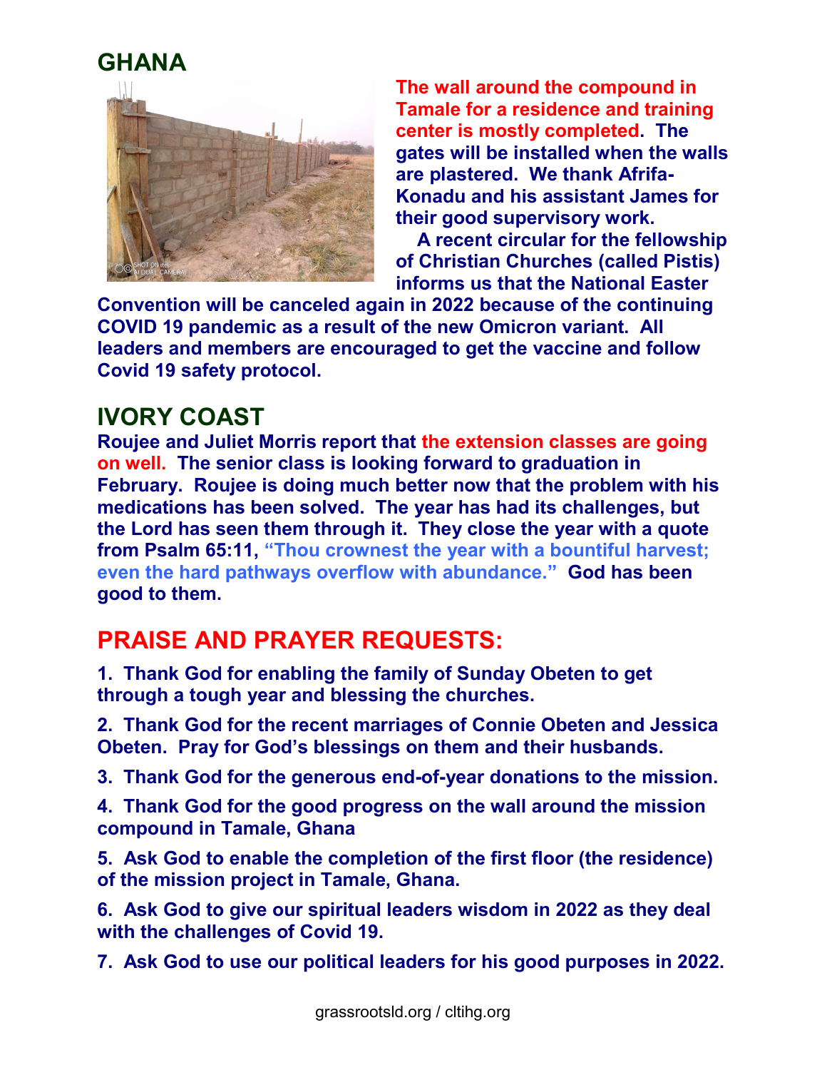## GHANA

**The wall around the compound in Tamale for a residence and training center is mostly completed. The gates will be installed when the walls are plastered. We thank Afrifa-Konadu and his assistant James for their good supervisory work.**

**A recent circular for the fellowship of Christian Churches (called Pistis) informs us that the National Easter Convention will be canceled again in 2022 because of the continuing COVID 19 pandemic as a result of the new Omicron variant. All leaders and members are encouraged to get the vaccine and follow Covid 19 safety protocol.**

## IVORY COAST

**Roujee and Juliet Morris report that the extension classes are going on well. The senior class is looking forward to graduation in February. Roujee is doing much better now that the problem with his medications has been solved. The year has had its challenges, but the Lord has seen them through it. They close the year with a quote from Psalm 65:11, "Thou crownest the year with a bountiful harvest; even the hard pathways overflow with abundance." God has been good to them.**

## PRAISE AND PRAYER REQUESTS:

**1. Thank God for enabling the family of Sunday Obeten to get through a tough year and blessing the churches.**

**2. Thank God for the recent marriages of Connie Obeten and Jessica Obeten. Pray for God's blessings on them and their husbands.**

**3. Thank God for the generous end-of-year donations to the mission.**

**4. Thank God for the good progress on the wall around the mission compound in Tamale, Ghana**

**5. Ask God to enable the completion of the first floor (the residence) of the mission project in Tamale, Ghana.**

**6. Ask God to give our spiritual leaders wisdom in 2022 as they deal with the challenges of Covid 19.**

**7. Ask God to use our political leaders for his good purposes in 2022.**

grassrootsld.org / cltihg.org